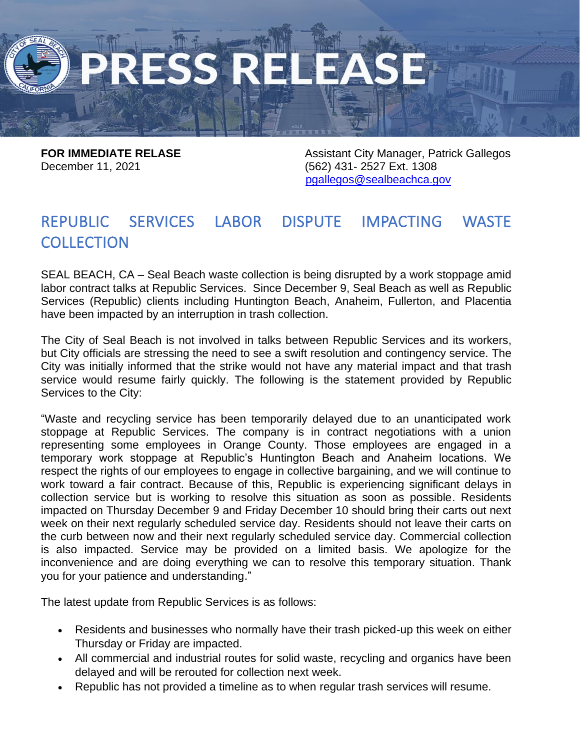# PRESS RELEASE

**FOR IMMEDIATE RELASE**
December 11, 2021

Assistant City Manager, Patrick Gallegos
(562) 431- 2527 Ext. 1308
pgallegos@sealbeachca.gov

## REPUBLIC SERVICES LABOR DISPUTE IMPACTING WASTE COLLECTION

SEAL BEACH, CA – Seal Beach waste collection is being disrupted by a work stoppage amid labor contract talks at Republic Services. Since December 9, Seal Beach as well as Republic Services (Republic) clients including Huntington Beach, Anaheim, Fullerton, and Placentia have been impacted by an interruption in trash collection.

The City of Seal Beach is not involved in talks between Republic Services and its workers, but City officials are stressing the need to see a swift resolution and contingency service. The City was initially informed that the strike would not have any material impact and that trash service would resume fairly quickly. The following is the statement provided by Republic Services to the City:

"Waste and recycling service has been temporarily delayed due to an unanticipated work stoppage at Republic Services. The company is in contract negotiations with a union representing some employees in Orange County. Those employees are engaged in a temporary work stoppage at Republic's Huntington Beach and Anaheim locations. We respect the rights of our employees to engage in collective bargaining, and we will continue to work toward a fair contract. Because of this, Republic is experiencing significant delays in collection service but is working to resolve this situation as soon as possible. Residents impacted on Thursday December 9 and Friday December 10 should bring their carts out next week on their next regularly scheduled service day. Residents should not leave their carts on the curb between now and their next regularly scheduled service day. Commercial collection is also impacted. Service may be provided on a limited basis. We apologize for the inconvenience and are doing everything we can to resolve this temporary situation. Thank you for your patience and understanding."

The latest update from Republic Services is as follows:

- Residents and businesses who normally have their trash picked-up this week on either Thursday or Friday are impacted.
- All commercial and industrial routes for solid waste, recycling and organics have been delayed and will be rerouted for collection next week.
- Republic has not provided a timeline as to when regular trash services will resume.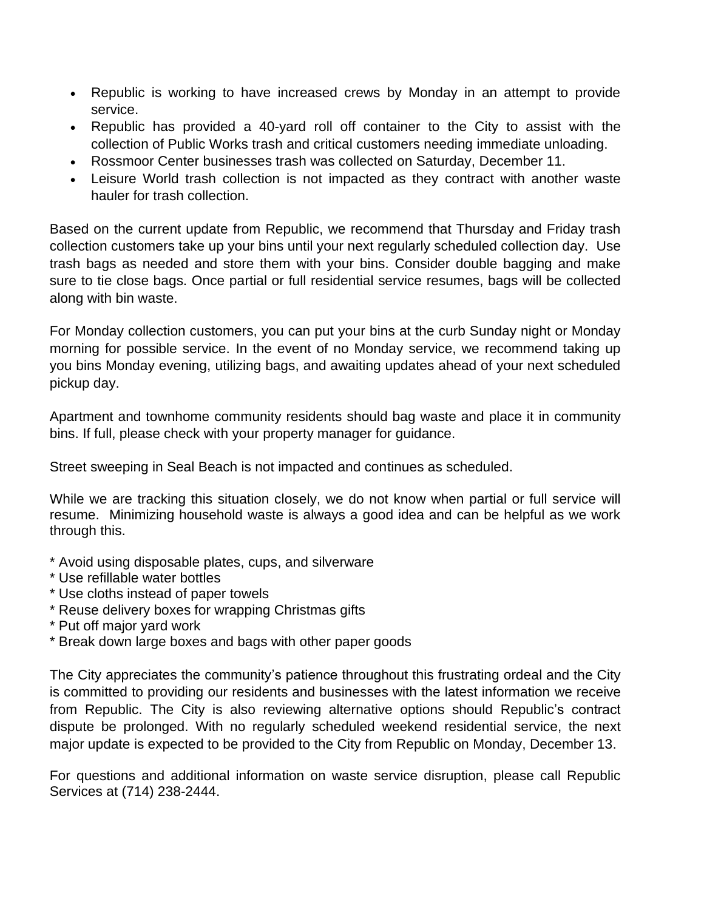- Republic is working to have increased crews by Monday in an attempt to provide service.
- Republic has provided a 40-yard roll off container to the City to assist with the collection of Public Works trash and critical customers needing immediate unloading.
- Rossmoor Center businesses trash was collected on Saturday, December 11.
- Leisure World trash collection is not impacted as they contract with another waste hauler for trash collection.

Based on the current update from Republic, we recommend that Thursday and Friday trash collection customers take up your bins until your next regularly scheduled collection day. Use trash bags as needed and store them with your bins. Consider double bagging and make sure to tie close bags. Once partial or full residential service resumes, bags will be collected along with bin waste.

For Monday collection customers, you can put your bins at the curb Sunday night or Monday morning for possible service. In the event of no Monday service, we recommend taking up you bins Monday evening, utilizing bags, and awaiting updates ahead of your next scheduled pickup day.

Apartment and townhome community residents should bag waste and place it in community bins. If full, please check with your property manager for guidance.

Street sweeping in Seal Beach is not impacted and continues as scheduled.

While we are tracking this situation closely, we do not know when partial or full service will resume. Minimizing household waste is always a good idea and can be helpful as we work through this.

* Avoid using disposable plates, cups, and silverware
* Use refillable water bottles
* Use cloths instead of paper towels
* Reuse delivery boxes for wrapping Christmas gifts
* Put off major yard work
* Break down large boxes and bags with other paper goods

The City appreciates the community's patience throughout this frustrating ordeal and the City is committed to providing our residents and businesses with the latest information we receive from Republic. The City is also reviewing alternative options should Republic's contract dispute be prolonged. With no regularly scheduled weekend residential service, the next major update is expected to be provided to the City from Republic on Monday, December 13.

For questions and additional information on waste service disruption, please call Republic Services at (714) 238-2444.